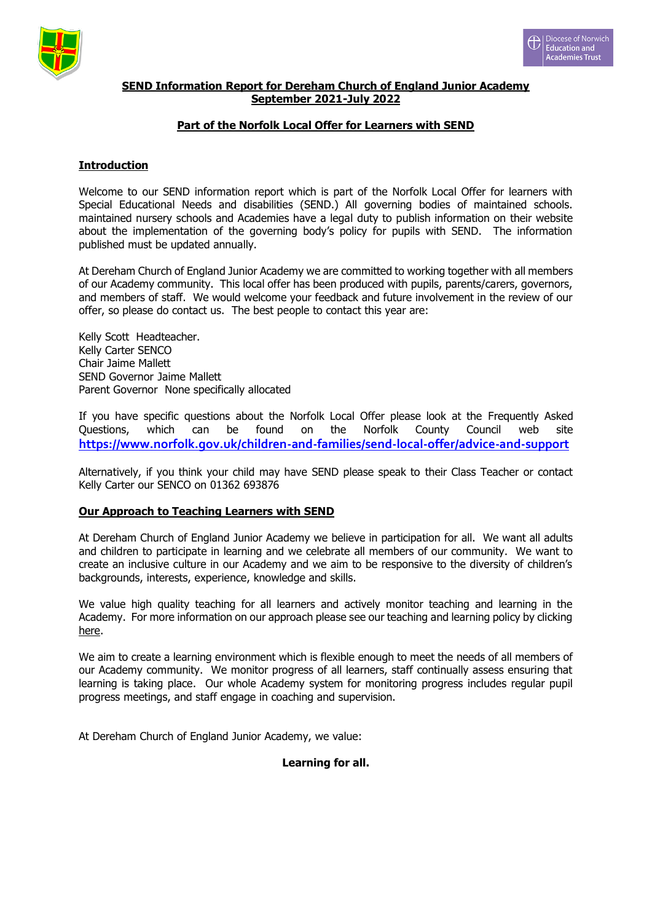# SEND Information Report for Dereham Church of England Junior Academy September 2021-July 2022

## Part of the Norfolk Local Offer for Learners with SEND

### Introduction

Welcome to our SEND information report which is part of the Norfolk Local Offer for learners with Special Educational Needs and disabilities (SEND.) All governing bodies of maintained schools. maintained nursery schools and Academies have a legal duty to publish information on their website about the implementation of the governing body's policy for pupils with SEND. The information published must be updated annually.

At Dereham Church of England Junior Academy we are committed to working together with all members of our Academy community. This local offer has been produced with pupils, parents/carers, governors, and members of staff. We would welcome your feedback and future involvement in the review of our offer, so please do contact us. The best people to contact this year are:

Kelly Scott Headteacher.
Kelly Carter SENCO
Chair Jaime Mallett
SEND Governor Jaime Mallett
Parent Governor None specifically allocated

If you have specific questions about the Norfolk Local Offer please look at the Frequently Asked Questions, which can be found on the Norfolk County Council web site https://www.norfolk.gov.uk/children-and-families/send-local-offer/advice-and-support

Alternatively, if you think your child may have SEND please speak to their Class Teacher or contact Kelly Carter our SENCO on 01362 693876

### Our Approach to Teaching Learners with SEND

At Dereham Church of England Junior Academy we believe in participation for all. We want all adults and children to participate in learning and we celebrate all members of our community. We want to create an inclusive culture in our Academy and we aim to be responsive to the diversity of children's backgrounds, interests, experience, knowledge and skills.

We value high quality teaching for all learners and actively monitor teaching and learning in the Academy. For more information on our approach please see our teaching and learning policy by clicking here.

We aim to create a learning environment which is flexible enough to meet the needs of all members of our Academy community. We monitor progress of all learners, staff continually assess ensuring that learning is taking place. Our whole Academy system for monitoring progress includes regular pupil progress meetings, and staff engage in coaching and supervision.

At Dereham Church of England Junior Academy, we value:

**Learning for all.**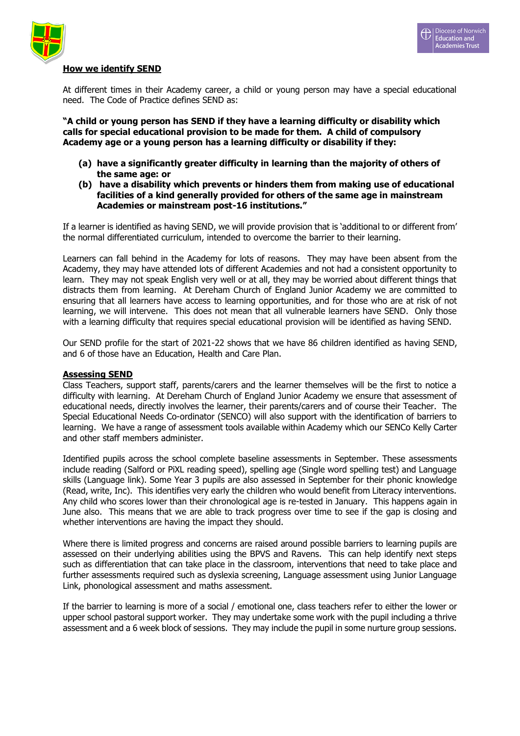## How we identify SEND

At different times in their Academy career, a child or young person may have a special educational need. The Code of Practice defines SEND as:

**"A child or young person has SEND if they have a learning difficulty or disability which calls for special educational provision to be made for them. A child of compulsory Academy age or a young person has a learning difficulty or disability if they:**

- **(a) have a significantly greater difficulty in learning than the majority of others of the same age: or**
- **(b) have a disability which prevents or hinders them from making use of educational facilities of a kind generally provided for others of the same age in mainstream Academies or mainstream post-16 institutions."**

If a learner is identified as having SEND, we will provide provision that is 'additional to or different from' the normal differentiated curriculum, intended to overcome the barrier to their learning.

Learners can fall behind in the Academy for lots of reasons. They may have been absent from the Academy, they may have attended lots of different Academies and not had a consistent opportunity to learn. They may not speak English very well or at all, they may be worried about different things that distracts them from learning. At Dereham Church of England Junior Academy we are committed to ensuring that all learners have access to learning opportunities, and for those who are at risk of not learning, we will intervene. This does not mean that all vulnerable learners have SEND. Only those with a learning difficulty that requires special educational provision will be identified as having SEND.

Our SEND profile for the start of 2021-22 shows that we have 86 children identified as having SEND, and 6 of those have an Education, Health and Care Plan.

## Assessing SEND

Class Teachers, support staff, parents/carers and the learner themselves will be the first to notice a difficulty with learning. At Dereham Church of England Junior Academy we ensure that assessment of educational needs, directly involves the learner, their parents/carers and of course their Teacher. The Special Educational Needs Co-ordinator (SENCO) will also support with the identification of barriers to learning. We have a range of assessment tools available within Academy which our SENCo Kelly Carter and other staff members administer.

Identified pupils across the school complete baseline assessments in September. These assessments include reading (Salford or PiXL reading speed), spelling age (Single word spelling test) and Language skills (Language link). Some Year 3 pupils are also assessed in September for their phonic knowledge (Read, write, Inc). This identifies very early the children who would benefit from Literacy interventions. Any child who scores lower than their chronological age is re-tested in January. This happens again in June also. This means that we are able to track progress over time to see if the gap is closing and whether interventions are having the impact they should.

Where there is limited progress and concerns are raised around possible barriers to learning pupils are assessed on their underlying abilities using the BPVS and Ravens. This can help identify next steps such as differentiation that can take place in the classroom, interventions that need to take place and further assessments required such as dyslexia screening, Language assessment using Junior Language Link, phonological assessment and maths assessment.

If the barrier to learning is more of a social / emotional one, class teachers refer to either the lower or upper school pastoral support worker. They may undertake some work with the pupil including a thrive assessment and a 6 week block of sessions. They may include the pupil in some nurture group sessions.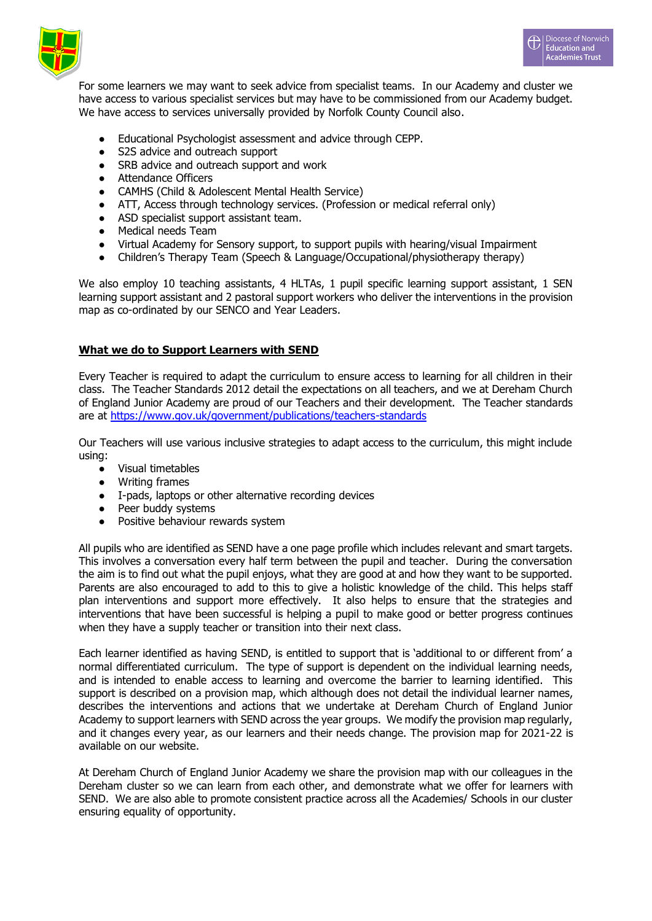For some learners we may want to seek advice from specialist teams. In our Academy and cluster we have access to various specialist services but may have to be commissioned from our Academy budget. We have access to services universally provided by Norfolk County Council also.

- Educational Psychologist assessment and advice through CEPP.
- S2S advice and outreach support
- SRB advice and outreach support and work
- Attendance Officers
- CAMHS (Child & Adolescent Mental Health Service)
- ATT, Access through technology services. (Profession or medical referral only)
- ASD specialist support assistant team.
- Medical needs Team
- Virtual Academy for Sensory support, to support pupils with hearing/visual Impairment
- Children's Therapy Team (Speech & Language/Occupational/physiotherapy therapy)

We also employ 10 teaching assistants, 4 HLTAs, 1 pupil specific learning support assistant, 1 SEN learning support assistant and 2 pastoral support workers who deliver the interventions in the provision map as co-ordinated by our SENCO and Year Leaders.

## What we do to Support Learners with SEND

Every Teacher is required to adapt the curriculum to ensure access to learning for all children in their class. The Teacher Standards 2012 detail the expectations on all teachers, and we at Dereham Church of England Junior Academy are proud of our Teachers and their development. The Teacher standards are at [https://www.gov.uk/government/publications/teachers-standards](https://www.gov.uk/government/publications/teachers-standards)

Our Teachers will use various inclusive strategies to adapt access to the curriculum, this might include using:

- Visual timetables
- Writing frames
- I-pads, laptops or other alternative recording devices
- Peer buddy systems
- Positive behaviour rewards system

All pupils who are identified as SEND have a one page profile which includes relevant and smart targets. This involves a conversation every half term between the pupil and teacher. During the conversation the aim is to find out what the pupil enjoys, what they are good at and how they want to be supported. Parents are also encouraged to add to this to give a holistic knowledge of the child. This helps staff plan interventions and support more effectively. It also helps to ensure that the strategies and interventions that have been successful is helping a pupil to make good or better progress continues when they have a supply teacher or transition into their next class.

Each learner identified as having SEND, is entitled to support that is 'additional to or different from' a normal differentiated curriculum. The type of support is dependent on the individual learning needs, and is intended to enable access to learning and overcome the barrier to learning identified. This support is described on a provision map, which although does not detail the individual learner names, describes the interventions and actions that we undertake at Dereham Church of England Junior Academy to support learners with SEND across the year groups. We modify the provision map regularly, and it changes every year, as our learners and their needs change. The provision map for 2021-22 is available on our website.

At Dereham Church of England Junior Academy we share the provision map with our colleagues in the Dereham cluster so we can learn from each other, and demonstrate what we offer for learners with SEND. We are also able to promote consistent practice across all the Academies/ Schools in our cluster ensuring equality of opportunity.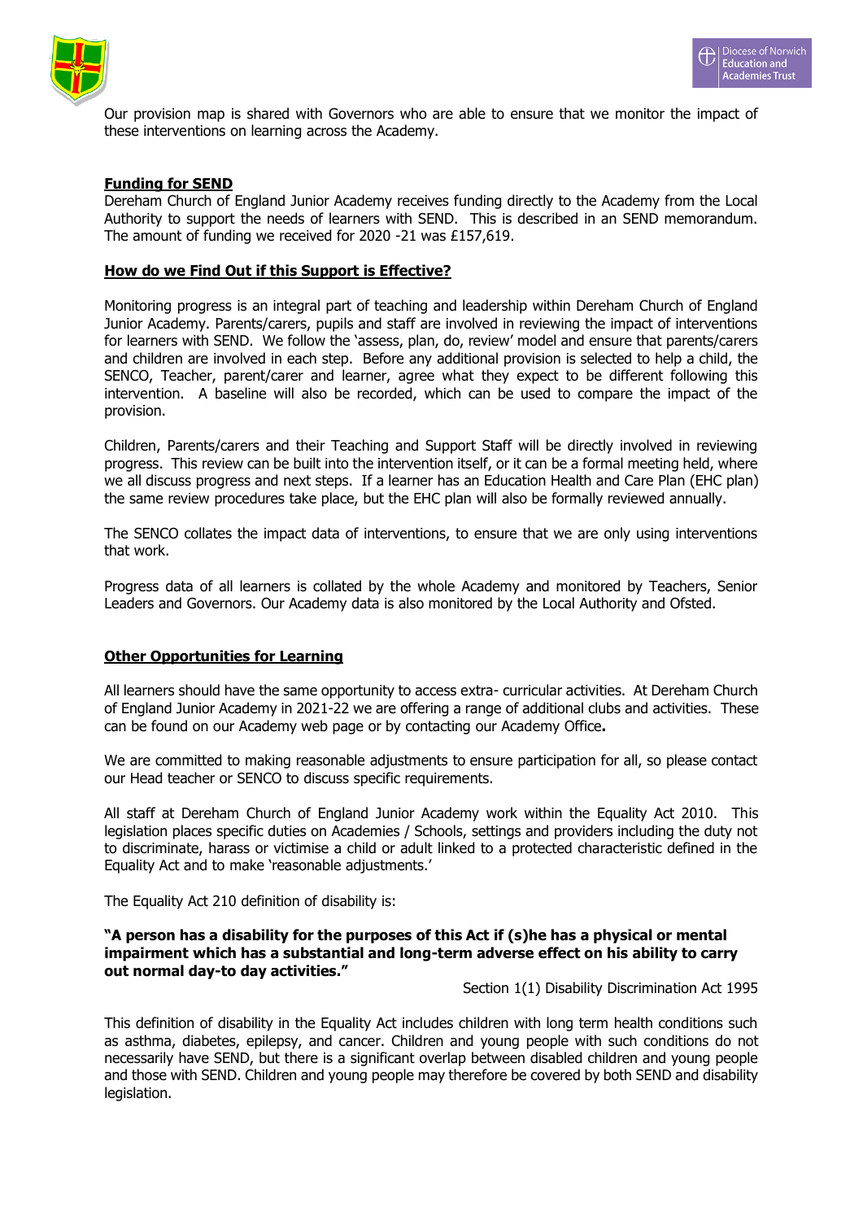Our provision map is shared with Governors who are able to ensure that we monitor the impact of these interventions on learning across the Academy.

**Funding for SEND**

Dereham Church of England Junior Academy receives funding directly to the Academy from the Local Authority to support the needs of learners with SEND. This is described in an SEND memorandum. The amount of funding we received for 2020 -21 was £157,619.

**How do we Find Out if this Support is Effective?**

Monitoring progress is an integral part of teaching and leadership within Dereham Church of England Junior Academy. Parents/carers, pupils and staff are involved in reviewing the impact of interventions for learners with SEND. We follow the 'assess, plan, do, review' model and ensure that parents/carers and children are involved in each step. Before any additional provision is selected to help a child, the SENCO, Teacher, parent/carer and learner, agree what they expect to be different following this intervention. A baseline will also be recorded, which can be used to compare the impact of the provision.

Children, Parents/carers and their Teaching and Support Staff will be directly involved in reviewing progress. This review can be built into the intervention itself, or it can be a formal meeting held, where we all discuss progress and next steps. If a learner has an Education Health and Care Plan (EHC plan) the same review procedures take place, but the EHC plan will also be formally reviewed annually.

The SENCO collates the impact data of interventions, to ensure that we are only using interventions that work.

Progress data of all learners is collated by the whole Academy and monitored by Teachers, Senior Leaders and Governors. Our Academy data is also monitored by the Local Authority and Ofsted.

**Other Opportunities for Learning**

All learners should have the same opportunity to access extra- curricular activities. At Dereham Church of England Junior Academy in 2021-22 we are offering a range of additional clubs and activities. These can be found on our Academy web page or by contacting our Academy Office**.**

We are committed to making reasonable adjustments to ensure participation for all, so please contact our Head teacher or SENCO to discuss specific requirements.

All staff at Dereham Church of England Junior Academy work within the Equality Act 2010. This legislation places specific duties on Academies / Schools, settings and providers including the duty not to discriminate, harass or victimise a child or adult linked to a protected characteristic defined in the Equality Act and to make 'reasonable adjustments.'

The Equality Act 210 definition of disability is:

**"A person has a disability for the purposes of this Act if (s)he has a physical or mental impairment which has a substantial and long-term adverse effect on his ability to carry out normal day-to day activities."**

Section 1(1) Disability Discrimination Act 1995

This definition of disability in the Equality Act includes children with long term health conditions such as asthma, diabetes, epilepsy, and cancer. Children and young people with such conditions do not necessarily have SEND, but there is a significant overlap between disabled children and young people and those with SEND. Children and young people may therefore be covered by both SEND and disability legislation.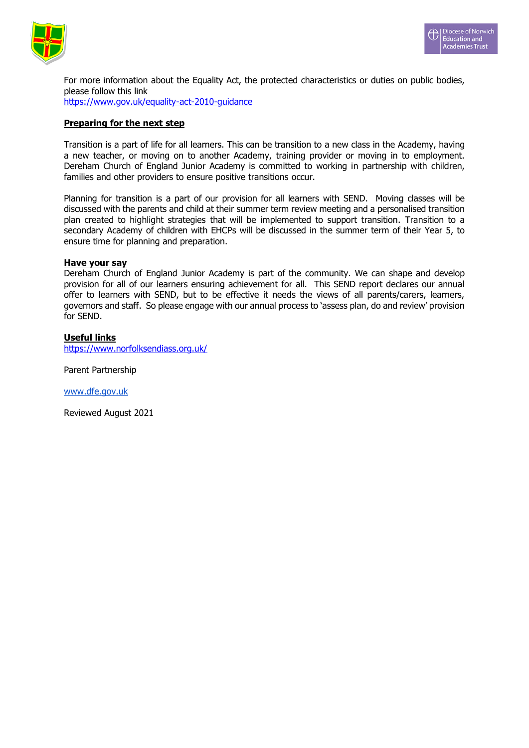For more information about the Equality Act, the protected characteristics or duties on public bodies, please follow this link
https://www.gov.uk/equality-act-2010-guidance

## Preparing for the next step

Transition is a part of life for all learners. This can be transition to a new class in the Academy, having a new teacher, or moving on to another Academy, training provider or moving in to employment. Dereham Church of England Junior Academy is committed to working in partnership with children, families and other providers to ensure positive transitions occur.

Planning for transition is a part of our provision for all learners with SEND. Moving classes will be discussed with the parents and child at their summer term review meeting and a personalised transition plan created to highlight strategies that will be implemented to support transition. Transition to a secondary Academy of children with EHCPs will be discussed in the summer term of their Year 5, to ensure time for planning and preparation.

## Have your say

Dereham Church of England Junior Academy is part of the community. We can shape and develop provision for all of our learners ensuring achievement for all. This SEND report declares our annual offer to learners with SEND, but to be effective it needs the views of all parents/carers, learners, governors and staff. So please engage with our annual process to 'assess plan, do and review' provision for SEND.

## Useful links

https://www.norfolksendiass.org.uk/

Parent Partnership

www.dfe.gov.uk

Reviewed August 2021